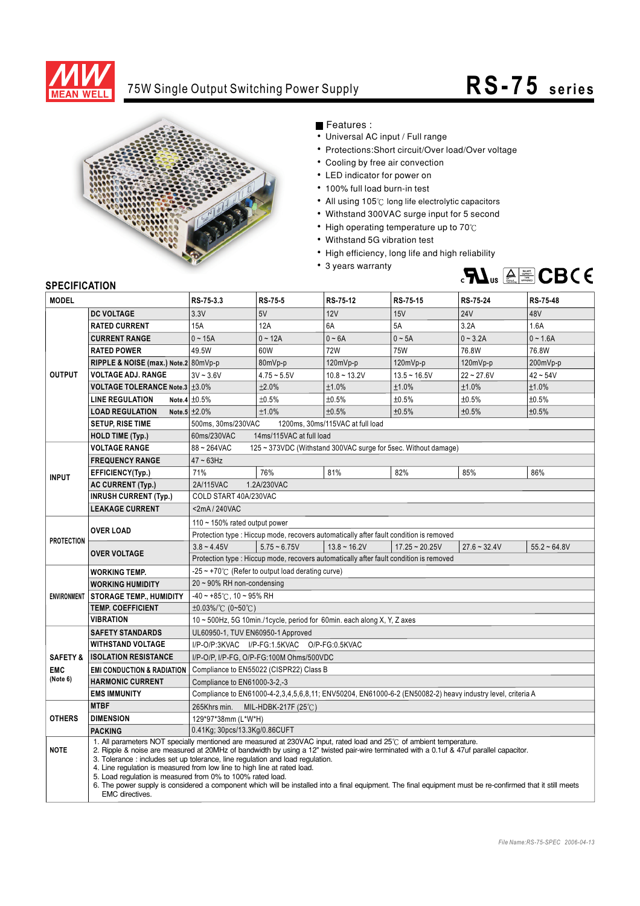# 75W Single Output Switching Power Supply

## RS-75 series

■ Features :

- Universal AC input / Full range
- Protections:Short circuit/Over load/Over voltage
- Cooling by free air convection
- LED indicator for power on
- 100% full load burn-in test
- All using 105℃ long life electrolytic capacitors
- Withstand 300VAC surge input for 5 second
- High operating temperature up to 70℃
- Withstand 5G vibration test
- High efficiency, long life and high reliability
- 3 years warranty

## SPECIFICATION

| MODEL | | RS-75-3.3 | RS-75-5 | RS-75-12 | RS-75-15 | RS-75-24 | RS-75-48 |
|---|---|---|---|---|---|---|---|
| OUTPUT | DC VOLTAGE | 3.3V | 5V | 12V | 15V | 24V | 48V |
| | RATED CURRENT | 15A | 12A | 6A | 5A | 3.2A | 1.6A |
| | CURRENT RANGE | 0 ~ 15A | 0 ~ 12A | 0 ~ 6A | 0 ~ 5A | 0 ~ 3.2A | 0 ~ 1.6A |
| | RATED POWER | 49.5W | 60W | 72W | 75W | 76.8W | 76.8W |
| | RIPPLE & NOISE (max.) Note.2 | 80mVp-p | 80mVp-p | 120mVp-p | 120mVp-p | 120mVp-p | 200mVp-p |
| | VOLTAGE ADJ. RANGE | 3V ~ 3.6V | 4.75 ~ 5.5V | 10.8 ~ 13.2V | 13.5 ~ 16.5V | 22 ~ 27.6V | 42 ~ 54V |
| | VOLTAGE TOLERANCE Note.3 | ±3.0% | ±2.0% | ±1.0% | ±1.0% | ±1.0% | ±1.0% |
| | LINE REGULATION Note.4 | ±0.5% | ±0.5% | ±0.5% | ±0.5% | ±0.5% | ±0.5% |
| | LOAD REGULATION Note.5 | ±2.0% | ±1.0% | ±0.5% | ±0.5% | ±0.5% | ±0.5% |
| | SETUP, RISE TIME | 500ms, 30ms/230VAC 1200ms, 30ms/115VAC at full load | | | | | |
| | HOLD TIME (Typ.) | 60ms/230VAC 14ms/115VAC at full load | | | | | |
| INPUT | VOLTAGE RANGE | 88 ~ 264VAC 125 ~ 373VDC (Withstand 300VAC surge for 5sec. Without damage) | | | | | |
| | FREQUENCY RANGE | 47 ~ 63Hz | | | | | |
| | EFFICIENCY(Typ.) | 71% | 76% | 81% | 82% | 85% | 86% |
| | AC CURRENT (Typ.) | 2A/115VAC 1.2A/230VAC | | | | | |
| | INRUSH CURRENT (Typ.) | COLD START 40A/230VAC | | | | | |
| | LEAKAGE CURRENT | <2mA / 240VAC | | | | | |
| PROTECTION | OVER LOAD | 110 ~ 150% rated output power | | | | | |
| | | Protection type : Hiccup mode, recovers automatically after fault condition is removed | | | | | |
| | OVER VOLTAGE | 3.8 ~ 4.45V | 5.75 ~ 6.75V | 13.8 ~ 16.2V | 17.25 ~ 20.25V | 27.6 ~ 32.4V | 55.2 ~ 64.8V |
| | | Protection type : Hiccup mode, recovers automatically after fault condition is removed | | | | | |
| ENVIRONMENT | WORKING TEMP. | -25 ~ +70℃ (Refer to output load derating curve) | | | | | |
| | WORKING HUMIDITY | 20 ~ 90% RH non-condensing | | | | | |
| | STORAGE TEMP., HUMIDITY | -40 ~ +85℃, 10 ~ 95% RH | | | | | |
| | TEMP. COEFFICIENT | ±0.03%/℃ (0~50℃) | | | | | |
| | VIBRATION | 10 ~ 500Hz, 5G 10min./1cycle, period for 60min. each along X, Y, Z axes | | | | | |
| SAFETY & EMC (Note 6) | SAFETY STANDARDS | UL60950-1, TUV EN60950-1 Approved | | | | | |
| | WITHSTAND VOLTAGE | I/P-O/P:3KVAC I/P-FG:1.5KVAC O/P-FG:0.5KVAC | | | | | |
| | ISOLATION RESISTANCE | I/P-O/P, I/P-FG, O/P-FG:100M Ohms/500VDC | | | | | |
| | EMI CONDUCTION & RADIATION | Compliance to EN55022 (CISPR22) Class B | | | | | |
| | HARMONIC CURRENT | Compliance to EN61000-3-2,-3 | | | | | |
| | EMS IMMUNITY | Compliance to EN61000-4-2,3,4,5,6,8,11; ENV50204, EN61000-6-2 (EN50082-2) heavy industry level, criteria A | | | | | |
| OTHERS | MTBF | 265Khrs min. MIL-HDBK-217F (25℃) | | | | | |
| | DIMENSION | 129\*97\*38mm (L\*W\*H) | | | | | |
| | PACKING | 0.41Kg; 30pcs/13.3Kg/0.86CUFT | | | | | |

**NOTE**

1. All parameters NOT specially mentioned are measured at 230VAC input, rated load and 25℃ of ambient temperature.
2. Ripple & noise are measured at 20MHz of bandwidth by using a 12" twisted pair-wire terminated with a 0.1uf & 47uf parallel capacitor.
3. Tolerance : includes set up tolerance, line regulation and load regulation.
4. Line regulation is measured from low line to high line at rated load.
5. Load regulation is measured from 0% to 100% rated load.
6. The power supply is considered a component which will be installed into a final equipment. The final equipment must be re-confirmed that it still meets EMC directives.

*File Name:RS-75-SPEC 2006-04-13*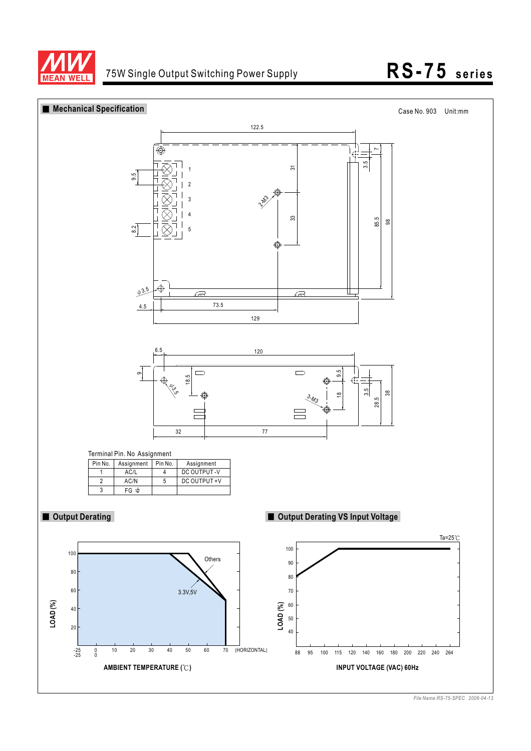75W Single Output Switching Power Supply

# RS-75 series

## Mechanical Specification

Case No. 903 Unit:mm

122.5

9.5

1

2

3

4

5

8.2

31

2-M3

33

7

3.5

85.5

98

ϕ3.5

4.5

73.5

129

6.5

120

9

18.5

ϕ3.5

9.5

18

3-M3

3.5

28.5

38

32

77

Terminal Pin. No Assignment

| Pin No. | Assignment | Pin No. | Assignment |
|---|---|---|---|
| 1 | AC/L | 4 | DC OUTPUT -V |
| 2 | AC/N | 5 | DC OUTPUT +V |
| 3 | FG ⏚ | | |

## Output Derating

LOAD (%)

100

80

60

40

20

Others

3.3V,5V

-25 -25

0 0

10

20

30

40

50

60

70

(HORIZONTAL)

AMBIENT TEMPERATURE (℃)

## Output Derating VS Input Voltage

Ta=25℃

LOAD (%)

100

90

80

70

60

50

40

88 95 100 115 120 140 160 180 200 220 240 264

INPUT VOLTAGE (VAC) 60Hz

*File Name:RS-75-SPEC 2006-04-13*